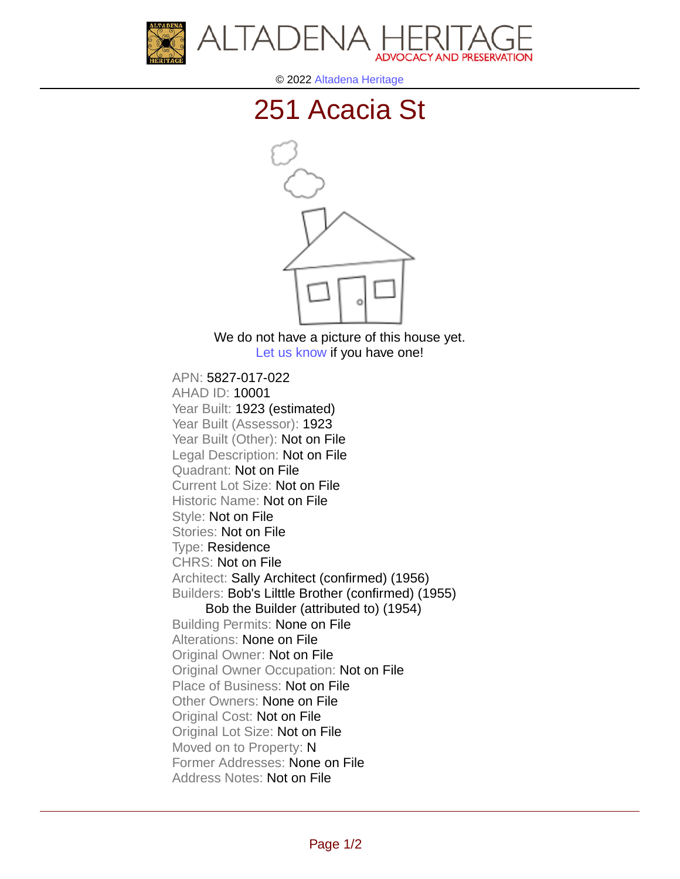ALTADENA HERITAGE
ADVOCACY AND PRESERVATION

© 2022 Altadena Heritage

# 251 Acacia St

We do not have a picture of this house yet.
Let us know if you have one!

APN: 5827-017-022
AHAD ID: 10001
Year Built: 1923 (estimated)
Year Built (Assessor): 1923
Year Built (Other): Not on File
Legal Description: Not on File
Quadrant: Not on File
Current Lot Size: Not on File
Historic Name: Not on File
Style: Not on File
Stories: Not on File
Type: Residence
CHRS: Not on File
Architect: Sally Architect (confirmed) (1956)
Builders: Bob's Lilttle Brother (confirmed) (1955)
Bob the Builder (attributed to) (1954)
Building Permits: None on File
Alterations: None on File
Original Owner: Not on File
Original Owner Occupation: Not on File
Place of Business: Not on File
Other Owners: None on File
Original Cost: Not on File
Original Lot Size: Not on File
Moved on to Property: N
Former Addresses: None on File
Address Notes: Not on File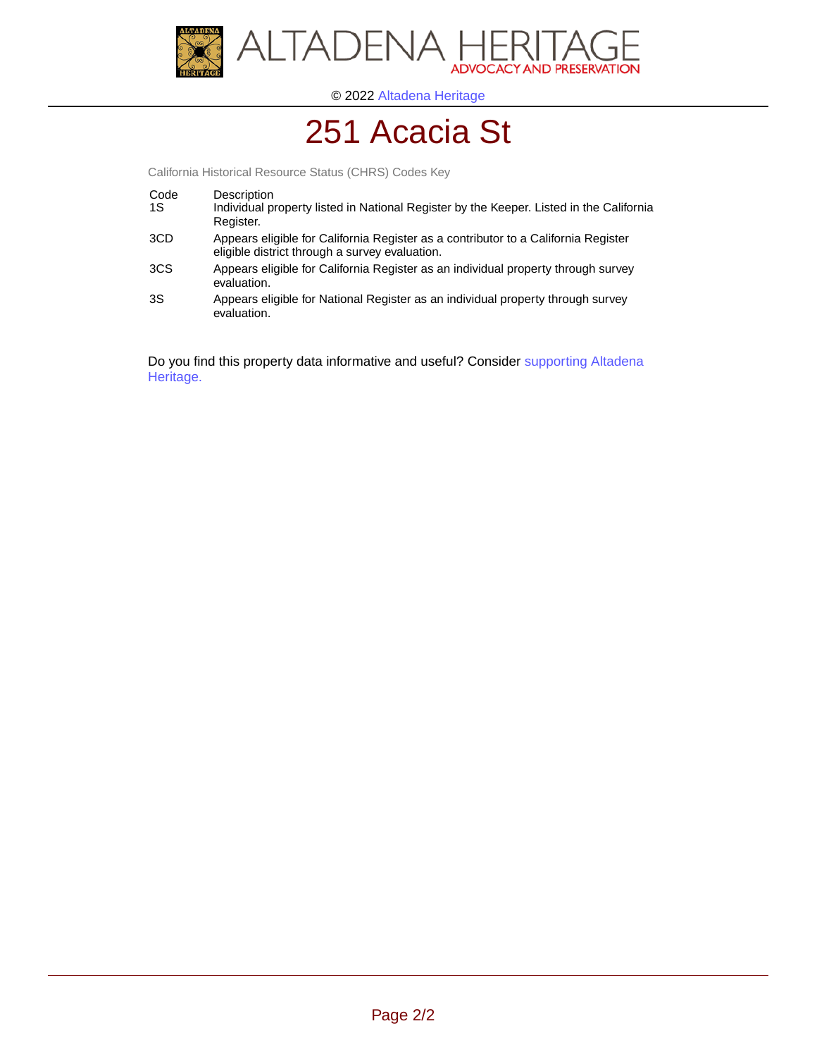ALTADENA HERITAGE
ADVOCACY AND PRESERVATION

© 2022 Altadena Heritage

# 251 Acacia St

California Historical Resource Status (CHRS) Codes Key

| Code | Description |
|---|---|
| 1S | Individual property listed in National Register by the Keeper. Listed in the California Register. |
| 3CD | Appears eligible for California Register as a contributor to a California Register eligible district through a survey evaluation. |
| 3CS | Appears eligible for California Register as an individual property through survey evaluation. |
| 3S | Appears eligible for National Register as an individual property through survey evaluation. |

Do you find this property data informative and useful? Consider supporting Altadena Heritage.